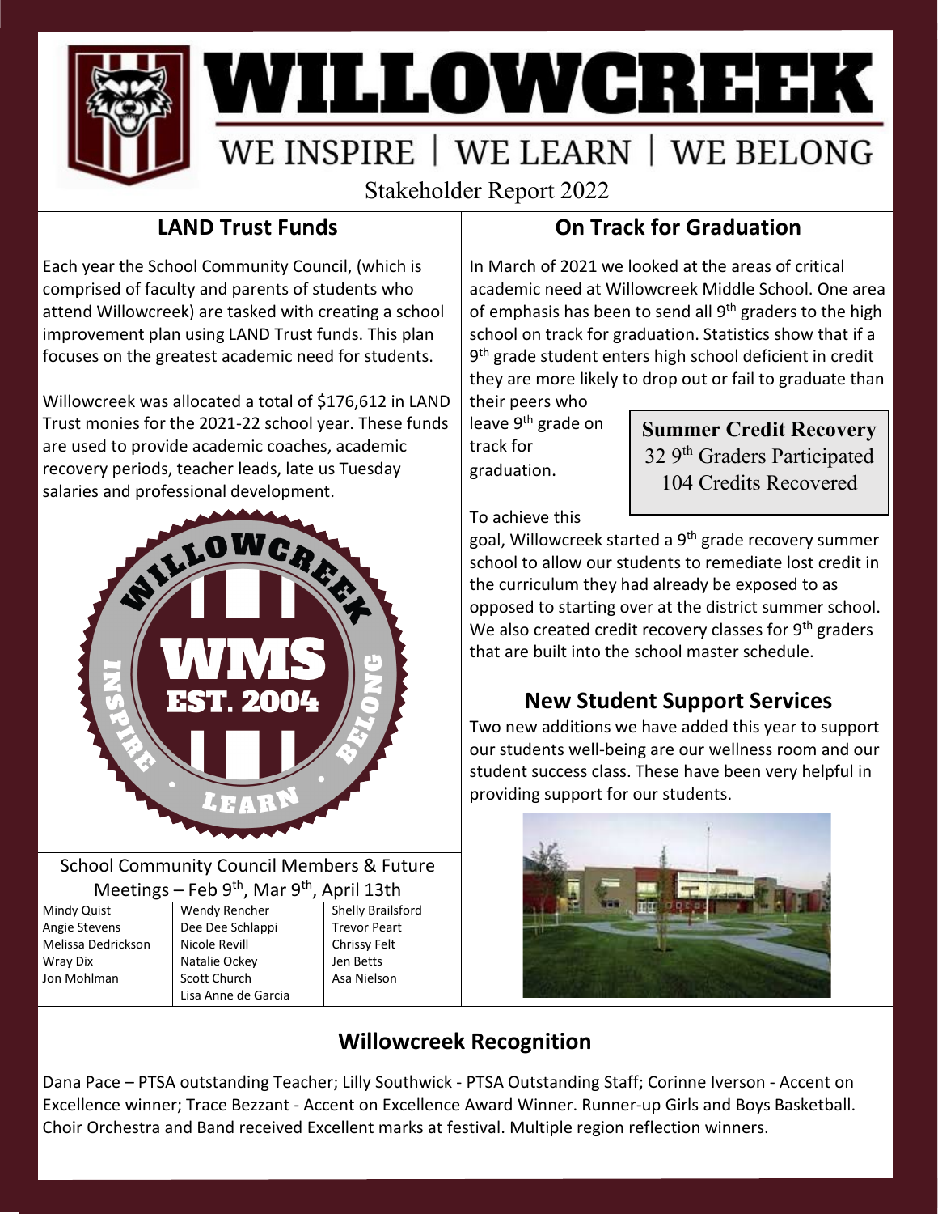# WILLOWCREEK

WE INSPIRE | WE LEARN | WE BELONG

Stakeholder Report 2022

## LAND Trust Funds

Each year the School Community Council, (which is comprised of faculty and parents of students who attend Willowcreek) are tasked with creating a school improvement plan using LAND Trust funds. This plan focuses on the greatest academic need for students.

Willowcreek was allocated a total of $176,612 in LAND Trust monies for the 2021-22 school year. These funds are used to provide academic coaches, academic recovery periods, teacher leads, late us Tuesday salaries and professional development.

School Community Council Members & Future Meetings – Feb 9th, Mar 9th, April 13th

| | | |
|---|---|---|
| Mindy Quist | Wendy Rencher | Shelly Brailsford |
| Angie Stevens | Dee Dee Schlappi | Trevor Peart |
| Melissa Dedrickson | Nicole Revill | Chrissy Felt |
| Wray Dix | Natalie Ockey | Jen Betts |
| Jon Mohlman | Scott Church | Asa Nielson |
| | Lisa Anne de Garcia | |

## On Track for Graduation

In March of 2021 we looked at the areas of critical academic need at Willowcreek Middle School. One area of emphasis has been to send all 9th graders to the high school on track for graduation. Statistics show that if a 9th grade student enters high school deficient in credit they are more likely to drop out or fail to graduate than their peers who leave 9th grade on track for graduation.

**Summer Credit Recovery**
32 9th Graders Participated
104 Credits Recovered

To achieve this goal, Willowcreek started a 9th grade recovery summer school to allow our students to remediate lost credit in the curriculum they had already be exposed to as opposed to starting over at the district summer school. We also created credit recovery classes for 9th graders that are built into the school master schedule.

## New Student Support Services

Two new additions we have added this year to support our students well-being are our wellness room and our student success class. These have been very helpful in providing support for our students.

## Willowcreek Recognition

Dana Pace – PTSA outstanding Teacher; Lilly Southwick - PTSA Outstanding Staff; Corinne Iverson - Accent on Excellence winner; Trace Bezzant - Accent on Excellence Award Winner. Runner-up Girls and Boys Basketball. Choir Orchestra and Band received Excellent marks at festival. Multiple region reflection winners.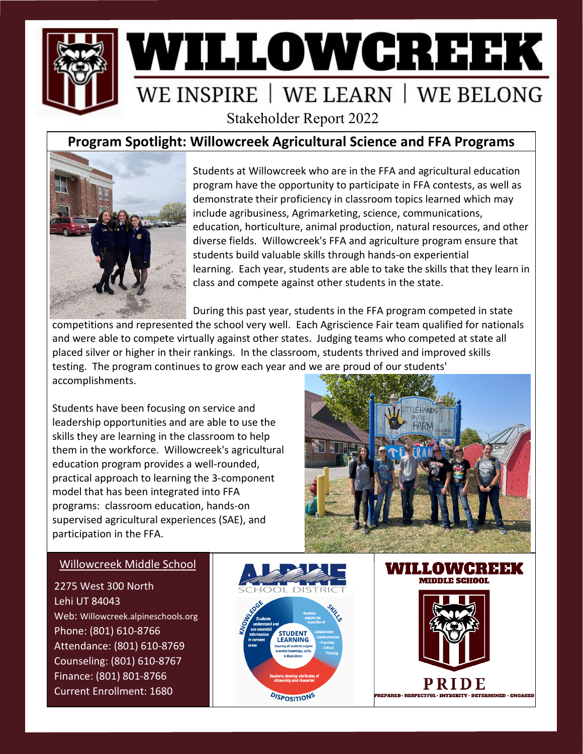# WILLOWCREEK

WE INSPIRE | WE LEARN | WE BELONG

Stakeholder Report 2022

## Program Spotlight: Willowcreek Agricultural Science and FFA Programs

Students at Willowcreek who are in the FFA and agricultural education program have the opportunity to participate in FFA contests, as well as demonstrate their proficiency in classroom topics learned which may include agribusiness, Agrimarketing, science, communications, education, horticulture, animal production, natural resources, and other diverse fields. Willowcreek's FFA and agriculture program ensure that students build valuable skills through hands-on experiential learning. Each year, students are able to take the skills that they learn in class and compete against other students in the state.

During this past year, students in the FFA program competed in state competitions and represented the school very well. Each Agriscience Fair team qualified for nationals and were able to compete virtually against other states. Judging teams who competed at state all placed silver or higher in their rankings. In the classroom, students thrived and improved skills testing. The program continues to grow each year and we are proud of our students' accomplishments.

Students have been focusing on service and leadership opportunities and are able to use the skills they are learning in the classroom to help them in the workforce. Willowcreek's agricultural education program provides a well-rounded, practical approach to learning the 3-component model that has been integrated into FFA programs: classroom education, hands-on supervised agricultural experiences (SAE), and participation in the FFA.

Willowcreek Middle School

2275 West 300 North
Lehi UT 84043
Web: Willowcreek.alpineschools.org
Phone: (801) 610-8766
Attendance: (801) 610-8769
Counseling: (801) 610-8767
Finance: (801) 801-8766
Current Enrollment: 1680

ALPINE SCHOOL DISTRICT

KNOWLEDGE — Students understand and use essential information in content areas

SKILLS — Students acquire the capacities of: Collaboration, Communication, Creativity, Critical Thinking

STUDENT LEARNING — Ensuring all students acquire essential knowledge, skills, & dispositions

DISPOSITIONS — Students develop attributes of citizenship and character

WILLOWCREEK MIDDLE SCHOOL

PRIDE

PREPARED · RESPECTFUL · INTEGRITY · DETERMINED · ENGAGED